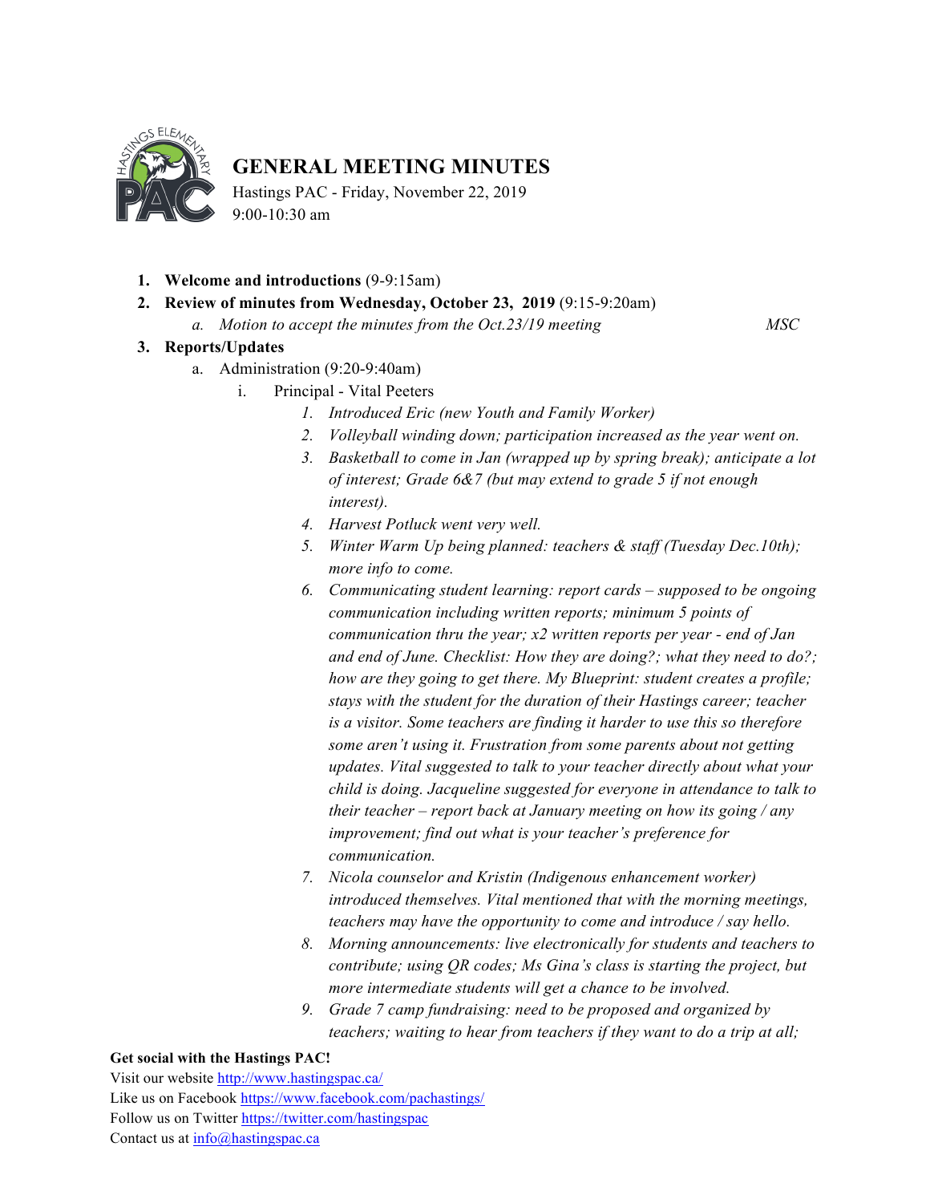# GENERAL MEETING MINUTES

Hastings PAC - Friday, November 22, 2019
9:00-10:30 am

1. **Welcome and introductions** (9-9:15am)
2. **Review of minutes from Wednesday, October 23, 2019** (9:15-9:20am)
   a. *Motion to accept the minutes from the Oct.23/19 meeting* *MSC*
3. **Reports/Updates**
   a. Administration (9:20-9:40am)
      i. Principal - Vital Peeters
         1. *Introduced Eric (new Youth and Family Worker)*
         2. *Volleyball winding down; participation increased as the year went on.*
         3. *Basketball to come in Jan (wrapped up by spring break); anticipate a lot of interest; Grade 6&7 (but may extend to grade 5 if not enough interest).*
         4. *Harvest Potluck went very well.*
         5. *Winter Warm Up being planned: teachers & staff (Tuesday Dec.10th); more info to come.*
         6. *Communicating student learning: report cards – supposed to be ongoing communication including written reports; minimum 5 points of communication thru the year; x2 written reports per year - end of Jan and end of June. Checklist: How they are doing?; what they need to do?; how are they going to get there. My Blueprint: student creates a profile; stays with the student for the duration of their Hastings career; teacher is a visitor. Some teachers are finding it harder to use this so therefore some aren't using it. Frustration from some parents about not getting updates. Vital suggested to talk to your teacher directly about what your child is doing. Jacqueline suggested for everyone in attendance to talk to their teacher – report back at January meeting on how its going / any improvement; find out what is your teacher's preference for communication.*
         7. *Nicola counselor and Kristin (Indigenous enhancement worker) introduced themselves. Vital mentioned that with the morning meetings, teachers may have the opportunity to come and introduce / say hello.*
         8. *Morning announcements: live electronically for students and teachers to contribute; using QR codes; Ms Gina's class is starting the project, but more intermediate students will get a chance to be involved.*
         9. *Grade 7 camp fundraising: need to be proposed and organized by teachers; waiting to hear from teachers if they want to do a trip at all;*

**Get social with the Hastings PAC!**
Visit our website http://www.hastingspac.ca/
Like us on Facebook https://www.facebook.com/pachastings/
Follow us on Twitter https://twitter.com/hastingspac
Contact us at info@hastingspac.ca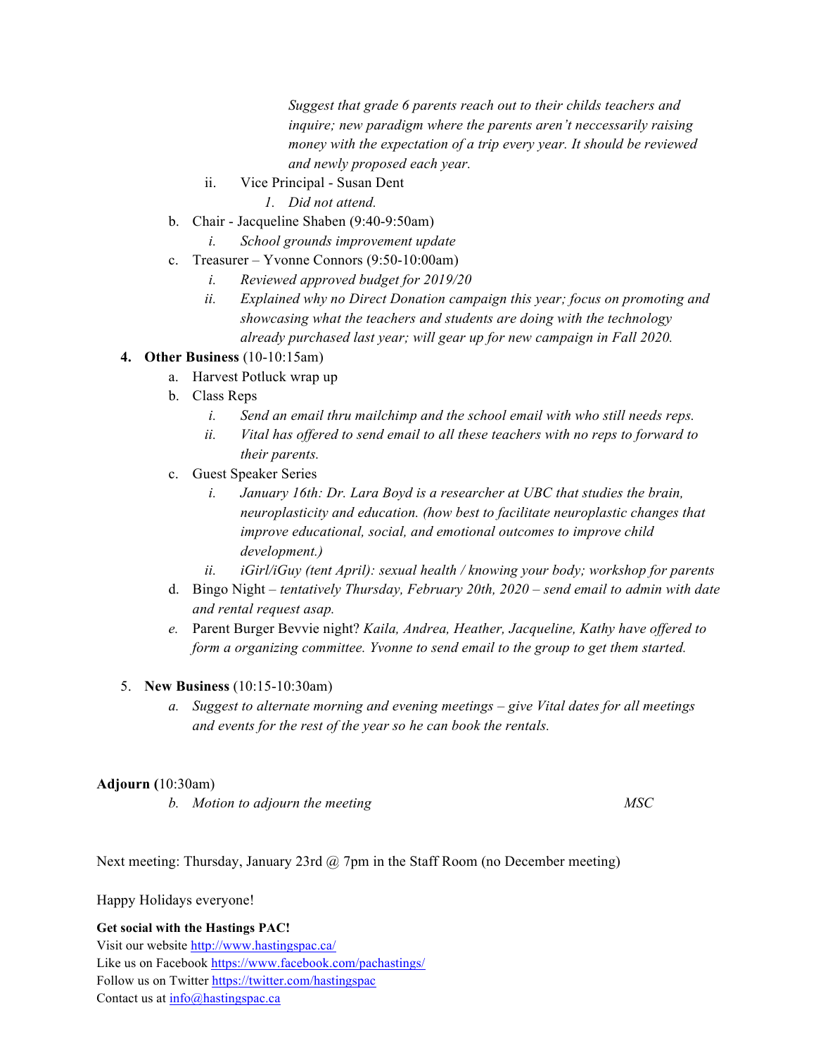*Suggest that grade 6 parents reach out to their childs teachers and inquire; new paradigm where the parents aren't neccessarily raising money with the expectation of a trip every year. It should be reviewed and newly proposed each year.*

   ii. Vice Principal - Susan Dent

      1. *Did not attend.*

b. Chair - Jacqueline Shaben (9:40-9:50am)

   i. *School grounds improvement update*

c. Treasurer – Yvonne Connors (9:50-10:00am)

   i. *Reviewed approved budget for 2019/20*

   ii. *Explained why no Direct Donation campaign this year; focus on promoting and showcasing what the teachers and students are doing with the technology already purchased last year; will gear up for new campaign in Fall 2020.*

**4. Other Business** (10-10:15am)

a. Harvest Potluck wrap up

b. Class Reps

   i. *Send an email thru mailchimp and the school email with who still needs reps.*

   ii. *Vital has offered to send email to all these teachers with no reps to forward to their parents.*

c. Guest Speaker Series

   i. *January 16th: Dr. Lara Boyd is a researcher at UBC that studies the brain, neuroplasticity and education. (how best to facilitate neuroplastic changes that improve educational, social, and emotional outcomes to improve child development.)*

   ii. *iGirl/iGuy (tent April): sexual health / knowing your body; workshop for parents*

d. Bingo Night – *tentatively Thursday, February 20th, 2020 – send email to admin with date and rental request asap.*

*e.* Parent Burger Bevvie night? *Kaila, Andrea, Heather, Jacqueline, Kathy have offered to form a organizing committee. Yvonne to send email to the group to get them started.*

5. **New Business** (10:15-10:30am)

   *a. Suggest to alternate morning and evening meetings – give Vital dates for all meetings and events for the rest of the year so he can book the rentals.*

**Adjourn (**10:30am)

*b. Motion to adjourn the meeting* *MSC*

Next meeting: Thursday, January 23rd @ 7pm in the Staff Room (no December meeting)

Happy Holidays everyone!

**Get social with the Hastings PAC!**
Visit our website http://www.hastingspac.ca/
Like us on Facebook https://www.facebook.com/pachastings/
Follow us on Twitter https://twitter.com/hastingspac
Contact us at info@hastingspac.ca